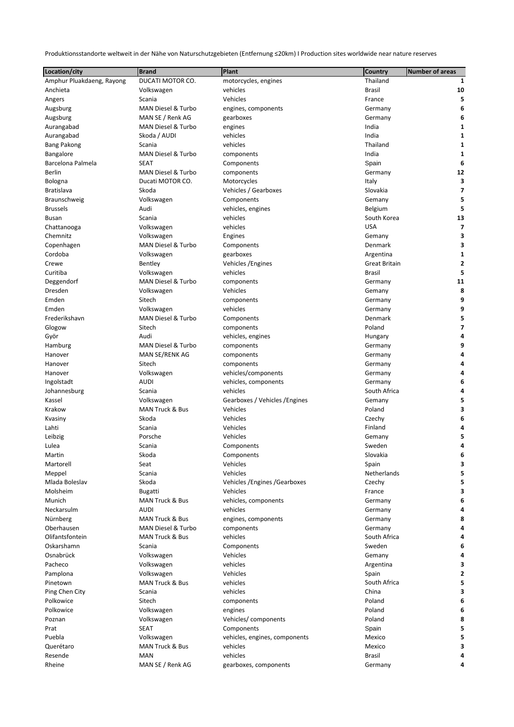Produktionsstandorte weltweit in der Nähe von Naturschutzgebieten (Entfernung ≤20km) I Production sites worldwide near nature reserves

| Location/city | Brand | Plant | Country | Number of areas |
|---|---|---|---|---|
| Amphur Pluakdaeng, Rayong | DUCATI MOTOR CO. | motorcycles, engines | Thailand | **1** |
| Anchieta | Volkswagen | vehicles | Brasil | **10** |
| Angers | Scania | Vehicles | France | **5** |
| Augsburg | MAN Diesel & Turbo | engines, components | Germany | **6** |
| Augsburg | MAN SE / Renk AG | gearboxes | Germany | **6** |
| Aurangabad | MAN Diesel & Turbo | engines | India | **1** |
| Aurangabad | Skoda / AUDI | vehicles | India | **1** |
| Bang Pakong | Scania | vehicles | Thailand | **1** |
| Bangalore | MAN Diesel & Turbo | components | India | **1** |
| Barcelona Palmela | SEAT | Components | Spain | **6** |
| Berlin | MAN Diesel & Turbo | components | Germany | **12** |
| Bologna | Ducati MOTOR CO. | Motorcycles | Italy | **3** |
| Bratislava | Skoda | Vehicles / Gearboxes | Slovakia | **7** |
| Braunschweig | Volkswagen | Components | Gemany | **5** |
| Brussels | Audi | vehicles, engines | Belgium | **5** |
| Busan | Scania | vehicles | South Korea | **13** |
| Chattanooga | Volkswagen | vehicles | USA | **7** |
| Chemnitz | Volkswagen | Engines | Gemany | **3** |
| Copenhagen | MAN Diesel & Turbo | Components | Denmark | **3** |
| Cordoba | Volkswagen | gearboxes | Argentina | **1** |
| Crewe | Bentley | Vehicles /Engines | Great Britain | **2** |
| Curitiba | Volkswagen | vehicles | Brasil | **5** |
| Deggendorf | MAN Diesel & Turbo | components | Germany | **11** |
| Dresden | Volkswagen | Vehicles | Gemany | **8** |
| Emden | Sitech | components | Germany | **9** |
| Emden | Volkswagen | vehicles | Germany | **9** |
| Frederikshavn | MAN Diesel & Turbo | Components | Denmark | **5** |
| Glogow | Sitech | components | Poland | **7** |
| Györ | Audi | vehicles, engines | Hungary | **4** |
| Hamburg | MAN Diesel & Turbo | components | Germany | **9** |
| Hanover | MAN SE/RENK AG | components | Germany | **4** |
| Hanover | Sitech | components | Germany | **4** |
| Hanover | Volkswagen | vehicles/components | Germany | **4** |
| Ingolstadt | AUDI | vehicles, components | Germany | **6** |
| Johannesburg | Scania | vehicles | South Africa | **4** |
| Kassel | Volkswagen | Gearboxes / Vehicles /Engines | Gemany | **5** |
| Krakow | MAN Truck & Bus | Vehicles | Poland | **3** |
| Kvasiny | Skoda | Vehicles | Czechy | **6** |
| Lahti | Scania | Vehicles | Finland | **4** |
| Leibzig | Porsche | Vehicles | Gemany | **5** |
| Lulea | Scania | Components | Sweden | **4** |
| Martin | Skoda | Components | Slovakia | **6** |
| Martorell | Seat | Vehicles | Spain | **3** |
| Meppel | Scania | Vehicles | Netherlands | **5** |
| Mlada Boleslav | Skoda | Vehicles /Engines /Gearboxes | Czechy | **5** |
| Molsheim | Bugatti | Vehicles | France | **3** |
| Munich | MAN Truck & Bus | vehicles, components | Germany | **6** |
| Neckarsulm | AUDI | vehicles | Germany | **4** |
| Nürnberg | MAN Truck & Bus | engines, components | Germany | **8** |
| Oberhausen | MAN Diesel & Turbo | components | Germany | **4** |
| Olifantsfontein | MAN Truck & Bus | vehicles | South Africa | **4** |
| Oskarshamn | Scania | Components | Sweden | **6** |
| Osnabrück | Volkswagen | Vehicles | Gemany | **4** |
| Pacheco | Volkswagen | vehicles | Argentina | **3** |
| Pamplona | Volkswagen | Vehicles | Spain | **2** |
| Pinetown | MAN Truck & Bus | vehicles | South Africa | **5** |
| Ping Chen City | Scania | vehicles | China | **3** |
| Polkowice | Sitech | components | Poland | **6** |
| Polkowice | Volkswagen | engines | Poland | **6** |
| Poznan | Volkswagen | Vehicles/ components | Poland | **8** |
| Prat | SEAT | Components | Spain | **5** |
| Puebla | Volkswagen | vehicles, engines, components | Mexico | **5** |
| Querétaro | MAN Truck & Bus | vehicles | Mexico | **3** |
| Resende | MAN | vehicles | Brasil | **4** |
| Rheine | MAN SE / Renk AG | gearboxes, components | Germany | **4** |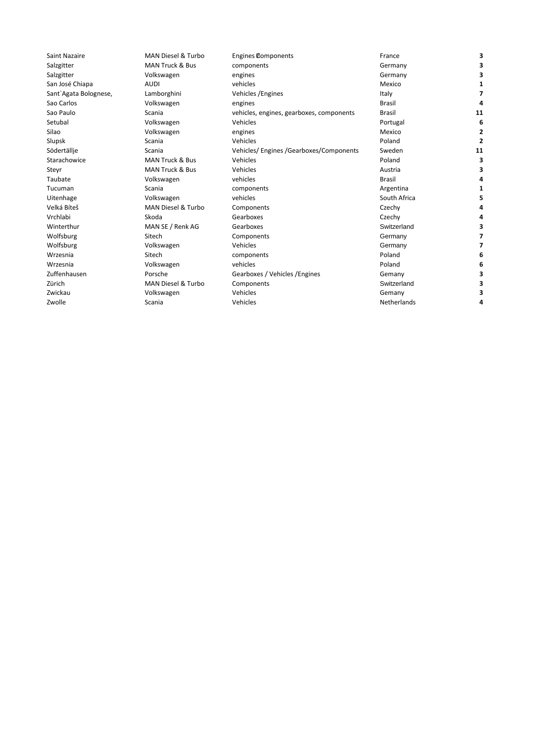| | | | | |
|---|---|---|---|---|
| Saint Nazaire | MAN Diesel & Turbo | Engines Components | France | **3** |
| Salzgitter | MAN Truck & Bus | components | Germany | **3** |
| Salzgitter | Volkswagen | engines | Germany | **3** |
| San José Chiapa | AUDI | vehicles | Mexico | **1** |
| Sant`Agata Bolognese, | Lamborghini | Vehicles /Engines | Italy | **7** |
| Sao Carlos | Volkswagen | engines | Brasil | **4** |
| Sao Paulo | Scania | vehicles, engines, gearboxes, components | Brasil | **11** |
| Setubal | Volkswagen | Vehicles | Portugal | **6** |
| Silao | Volkswagen | engines | Mexico | **2** |
| Slupsk | Scania | Vehicles | Poland | **2** |
| Södertällje | Scania | Vehicles/ Engines /Gearboxes/Components | Sweden | **11** |
| Starachowice | MAN Truck & Bus | Vehicles | Poland | **3** |
| Steyr | MAN Truck & Bus | Vehicles | Austria | **3** |
| Taubate | Volkswagen | vehicles | Brasil | **4** |
| Tucuman | Scania | components | Argentina | **1** |
| Uitenhage | Volkswagen | vehicles | South Africa | **5** |
| Velká Bíteš | MAN Diesel & Turbo | Components | Czechy | **4** |
| Vrchlabi | Skoda | Gearboxes | Czechy | **4** |
| Winterthur | MAN SE / Renk AG | Gearboxes | Switzerland | **3** |
| Wolfsburg | Sitech | Components | Germany | **7** |
| Wolfsburg | Volkswagen | Vehicles | Germany | **7** |
| Wrzesnia | Sitech | components | Poland | **6** |
| Wrzesnia | Volkswagen | vehicles | Poland | **6** |
| Zuffenhausen | Porsche | Gearboxes / Vehicles /Engines | Gemany | **3** |
| Zürich | MAN Diesel & Turbo | Components | Switzerland | **3** |
| Zwickau | Volkswagen | Vehicles | Gemany | **3** |
| Zwolle | Scania | Vehicles | Netherlands | **4** |